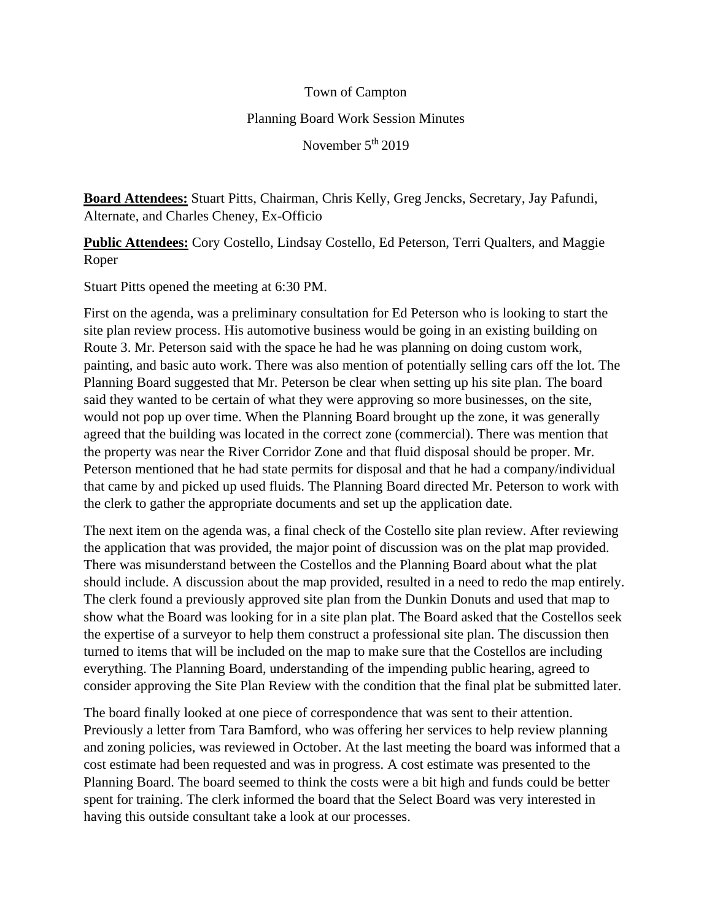Town of Campton

Planning Board Work Session Minutes

November 5th 2019

**Board Attendees:** Stuart Pitts, Chairman, Chris Kelly, Greg Jencks, Secretary, Jay Pafundi, Alternate, and Charles Cheney, Ex-Officio

**Public Attendees:** Cory Costello, Lindsay Costello, Ed Peterson, Terri Qualters, and Maggie Roper

Stuart Pitts opened the meeting at 6:30 PM.

First on the agenda, was a preliminary consultation for Ed Peterson who is looking to start the site plan review process. His automotive business would be going in an existing building on Route 3. Mr. Peterson said with the space he had he was planning on doing custom work, painting, and basic auto work. There was also mention of potentially selling cars off the lot. The Planning Board suggested that Mr. Peterson be clear when setting up his site plan. The board said they wanted to be certain of what they were approving so more businesses, on the site, would not pop up over time. When the Planning Board brought up the zone, it was generally agreed that the building was located in the correct zone (commercial). There was mention that the property was near the River Corridor Zone and that fluid disposal should be proper. Mr. Peterson mentioned that he had state permits for disposal and that he had a company/individual that came by and picked up used fluids. The Planning Board directed Mr. Peterson to work with the clerk to gather the appropriate documents and set up the application date.

The next item on the agenda was, a final check of the Costello site plan review. After reviewing the application that was provided, the major point of discussion was on the plat map provided. There was misunderstand between the Costellos and the Planning Board about what the plat should include. A discussion about the map provided, resulted in a need to redo the map entirely. The clerk found a previously approved site plan from the Dunkin Donuts and used that map to show what the Board was looking for in a site plan plat. The Board asked that the Costellos seek the expertise of a surveyor to help them construct a professional site plan. The discussion then turned to items that will be included on the map to make sure that the Costellos are including everything. The Planning Board, understanding of the impending public hearing, agreed to consider approving the Site Plan Review with the condition that the final plat be submitted later.

The board finally looked at one piece of correspondence that was sent to their attention. Previously a letter from Tara Bamford, who was offering her services to help review planning and zoning policies, was reviewed in October. At the last meeting the board was informed that a cost estimate had been requested and was in progress. A cost estimate was presented to the Planning Board. The board seemed to think the costs were a bit high and funds could be better spent for training. The clerk informed the board that the Select Board was very interested in having this outside consultant take a look at our processes.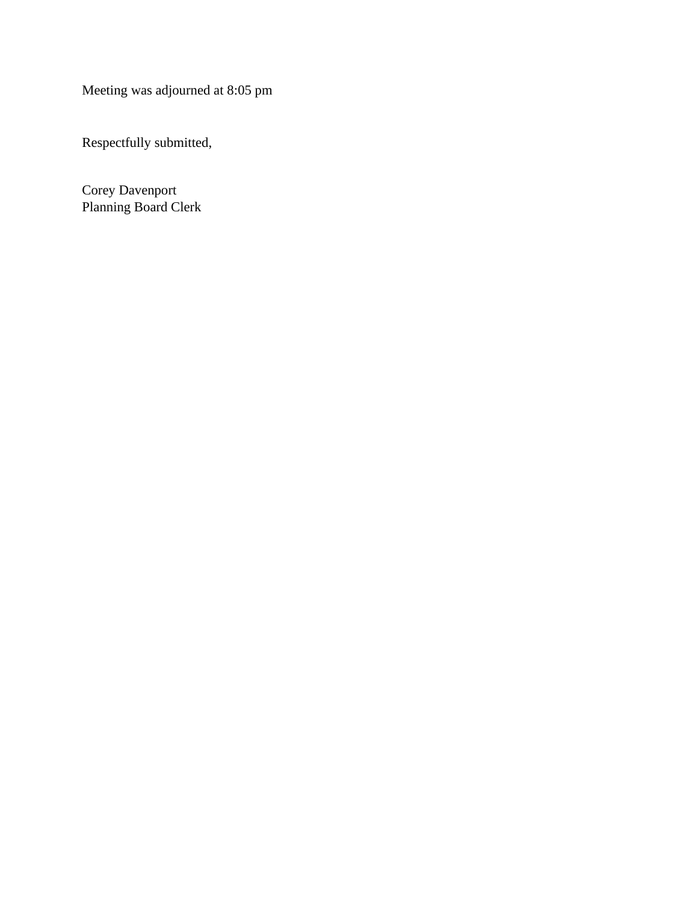Meeting was adjourned at 8:05 pm

Respectfully submitted,

Corey Davenport
Planning Board Clerk